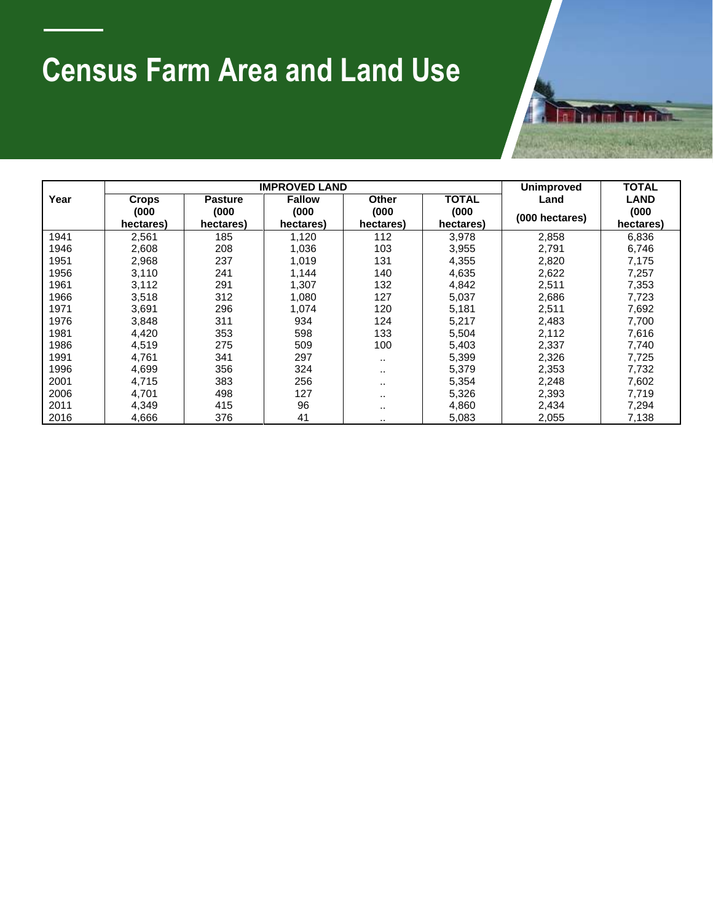# Census Farm Area and Land Use

| Year | IMPROVED LAND | | | | | Unimproved Land | TOTAL LAND |
|---|---|---|---|---|---|---|---|
| | Crops (000 hectares) | Pasture (000 hectares) | Fallow (000 hectares) | Other (000 hectares) | TOTAL (000 hectares) | (000 hectares) | (000 hectares) |
| 1941 | 2,561 | 185 | 1,120 | 112 | 3,978 | 2,858 | 6,836 |
| 1946 | 2,608 | 208 | 1,036 | 103 | 3,955 | 2,791 | 6,746 |
| 1951 | 2,968 | 237 | 1,019 | 131 | 4,355 | 2,820 | 7,175 |
| 1956 | 3,110 | 241 | 1,144 | 140 | 4,635 | 2,622 | 7,257 |
| 1961 | 3,112 | 291 | 1,307 | 132 | 4,842 | 2,511 | 7,353 |
| 1966 | 3,518 | 312 | 1,080 | 127 | 5,037 | 2,686 | 7,723 |
| 1971 | 3,691 | 296 | 1,074 | 120 | 5,181 | 2,511 | 7,692 |
| 1976 | 3,848 | 311 | 934 | 124 | 5,217 | 2,483 | 7,700 |
| 1981 | 4,420 | 353 | 598 | 133 | 5,504 | 2,112 | 7,616 |
| 1986 | 4,519 | 275 | 509 | 100 | 5,403 | 2,337 | 7,740 |
| 1991 | 4,761 | 341 | 297 | .. | 5,399 | 2,326 | 7,725 |
| 1996 | 4,699 | 356 | 324 | .. | 5,379 | 2,353 | 7,732 |
| 2001 | 4,715 | 383 | 256 | .. | 5,354 | 2,248 | 7,602 |
| 2006 | 4,701 | 498 | 127 | .. | 5,326 | 2,393 | 7,719 |
| 2011 | 4,349 | 415 | 96 | .. | 4,860 | 2,434 | 7,294 |
| 2016 | 4,666 | 376 | 41 | .. | 5,083 | 2,055 | 7,138 |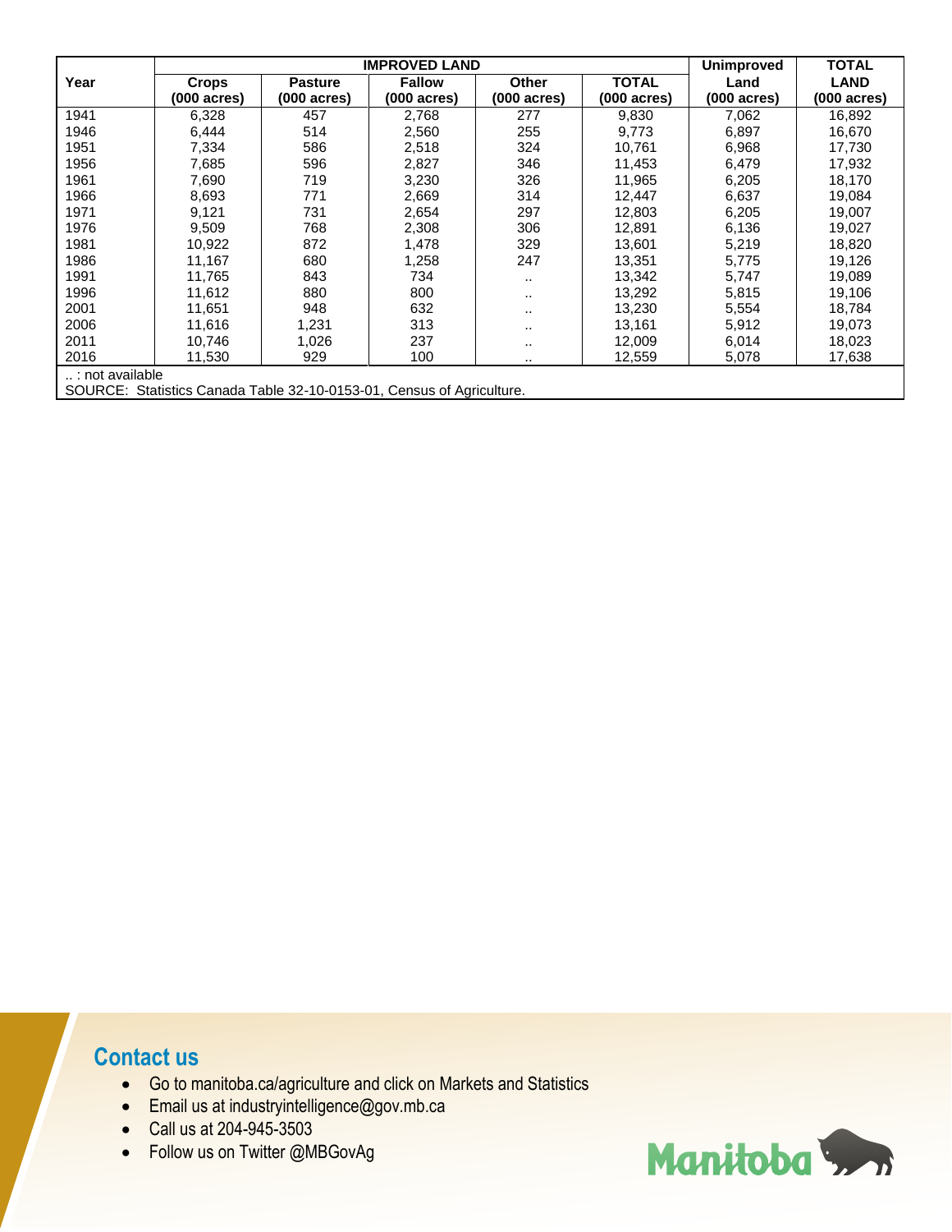| Year | IMPROVED LAND | | | | | Unimproved Land (000 acres) | TOTAL LAND (000 acres) |
|---|---|---|---|---|---|---|---|
| | Crops (000 acres) | Pasture (000 acres) | Fallow (000 acres) | Other (000 acres) | TOTAL (000 acres) | | |
| 1941 | 6,328 | 457 | 2,768 | 277 | 9,830 | 7,062 | 16,892 |
| 1946 | 6,444 | 514 | 2,560 | 255 | 9,773 | 6,897 | 16,670 |
| 1951 | 7,334 | 586 | 2,518 | 324 | 10,761 | 6,968 | 17,730 |
| 1956 | 7,685 | 596 | 2,827 | 346 | 11,453 | 6,479 | 17,932 |
| 1961 | 7,690 | 719 | 3,230 | 326 | 11,965 | 6,205 | 18,170 |
| 1966 | 8,693 | 771 | 2,669 | 314 | 12,447 | 6,637 | 19,084 |
| 1971 | 9,121 | 731 | 2,654 | 297 | 12,803 | 6,205 | 19,007 |
| 1976 | 9,509 | 768 | 2,308 | 306 | 12,891 | 6,136 | 19,027 |
| 1981 | 10,922 | 872 | 1,478 | 329 | 13,601 | 5,219 | 18,820 |
| 1986 | 11,167 | 680 | 1,258 | 247 | 13,351 | 5,775 | 19,126 |
| 1991 | 11,765 | 843 | 734 | .. | 13,342 | 5,747 | 19,089 |
| 1996 | 11,612 | 880 | 800 | .. | 13,292 | 5,815 | 19,106 |
| 2001 | 11,651 | 948 | 632 | .. | 13,230 | 5,554 | 18,784 |
| 2006 | 11,616 | 1,231 | 313 | .. | 13,161 | 5,912 | 19,073 |
| 2011 | 10,746 | 1,026 | 237 | .. | 12,009 | 6,014 | 18,023 |
| 2016 | 11,530 | 929 | 100 | .. | 12,559 | 5,078 | 17,638 |

.. : not available

SOURCE: Statistics Canada Table 32-10-0153-01, Census of Agriculture.

## Contact us

- Go to manitoba.ca/agriculture and click on Markets and Statistics
- Email us at industryintelligence@gov.mb.ca
- Call us at 204-945-3503
- Follow us on Twitter @MBGovAg

Manitoba